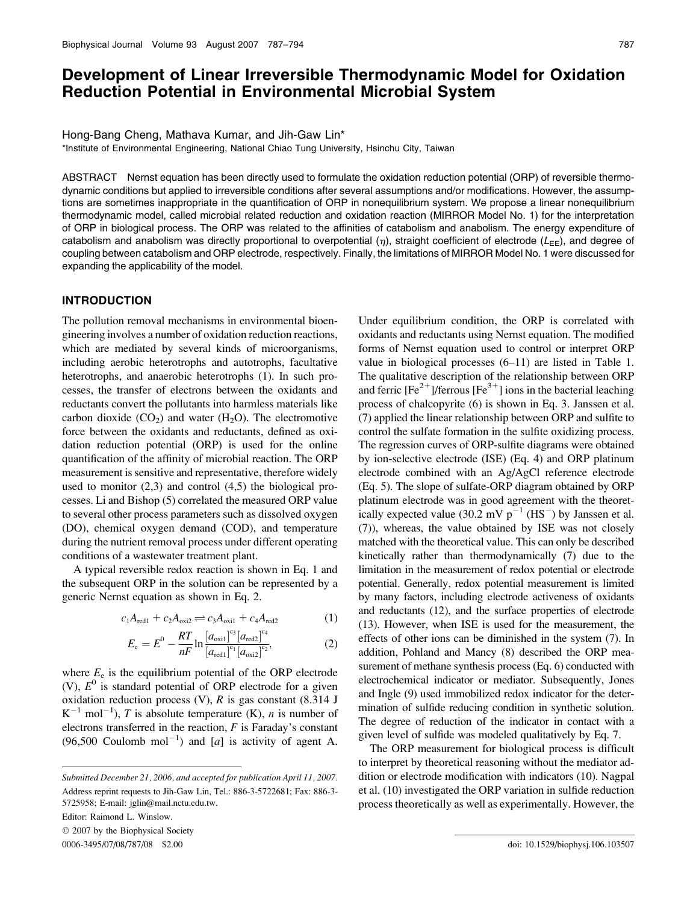# Development of Linear Irreversible Thermodynamic Model for Oxidation Reduction Potential in Environmental Microbial System

Hong-Bang Cheng, Mathava Kumar, and Jih-Gaw Lin*

*Institute of Environmental Engineering, National Chiao Tung University, Hsinchu City, Taiwan

ABSTRACT Nernst equation has been directly used to formulate the oxidation reduction potential (ORP) of reversible thermodynamic conditions but applied to irreversible conditions after several assumptions and/or modifications. However, the assumptions are sometimes inappropriate in the quantification of ORP in nonequilibrium system. We propose a linear nonequilibrium thermodynamic model, called microbial related reduction and oxidation reaction (MIRROR Model No. 1) for the interpretation of ORP in biological process. The ORP was related to the affinities of catabolism and anabolism. The energy expenditure of catabolism and anabolism was directly proportional to overpotential ($\eta$), straight coefficient of electrode ($L_{EE}$), and degree of coupling between catabolism and ORP electrode, respectively. Finally, the limitations of MIRROR Model No. 1 were discussed for expanding the applicability of the model.

## INTRODUCTION

The pollution removal mechanisms in environmental bioengineering involves a number of oxidation reduction reactions, which are mediated by several kinds of microorganisms, including aerobic heterotrophs and autotrophs, facultative heterotrophs, and anaerobic heterotrophs (1). In such processes, the transfer of electrons between the oxidants and reductants convert the pollutants into harmless materials like carbon dioxide ($CO_2$) and water ($H_2O$). The electromotive force between the oxidants and reductants, defined as oxidation reduction potential (ORP) is used for the online quantification of the affinity of microbial reaction. The ORP measurement is sensitive and representative, therefore widely used to monitor (2,3) and control (4,5) the biological processes. Li and Bishop (5) correlated the measured ORP value to several other process parameters such as dissolved oxygen (DO), chemical oxygen demand (COD), and temperature during the nutrient removal process under different operating conditions of a wastewater treatment plant.

A typical reversible redox reaction is shown in Eq. 1 and the subsequent ORP in the solution can be represented by a generic Nernst equation as shown in Eq. 2.

$$c_1 A_{red1} + c_2 A_{oxi2} \rightleftharpoons c_3 A_{oxi1} + c_4 A_{red2} \tag{1}$$

$$E_e = E^0 - \frac{RT}{nF} \ln \frac{[a_{oxi1}]^{c_3} [a_{red2}]^{c_4}}{[a_{red1}]^{c_1} [a_{oxi2}]^{c_2}}, \tag{2}$$

where $E_e$ is the equilibrium potential of the ORP electrode (V), $E^0$ is standard potential of ORP electrode for a given oxidation reduction process (V), $R$ is gas constant (8.314 J $K^{-1}$ $mol^{-1}$), $T$ is absolute temperature (K), $n$ is number of electrons transferred in the reaction, $F$ is Faraday's constant (96,500 Coulomb $mol^{-1}$) and $[a]$ is activity of agent A.

Under equilibrium condition, the ORP is correlated with oxidants and reductants using Nernst equation. The modified forms of Nernst equation used to control or interpret ORP value in biological processes (6–11) are listed in Table 1. The qualitative description of the relationship between ORP and ferric $[Fe^{2+}]$/ferrous $[Fe^{3+}]$ ions in the bacterial leaching process of chalcopyrite (6) is shown in Eq. 3. Janssen et al. (7) applied the linear relationship between ORP and sulfite to control the sulfate formation in the sulfite oxidizing process. The regression curves of ORP-sulfite diagrams were obtained by ion-selective electrode (ISE) (Eq. 4) and ORP platinum electrode combined with an Ag/AgCl reference electrode (Eq. 5). The slope of sulfate-ORP diagram obtained by ORP platinum electrode was in good agreement with the theoretically expected value (30.2 mV $p^{-1}$ ($HS^-$) by Janssen et al. (7)), whereas, the value obtained by ISE was not closely matched with the theoretical value. This can only be described kinetically rather than thermodynamically (7) due to the limitation in the measurement of redox potential or electrode potential. Generally, redox potential measurement is limited by many factors, including electrode activeness of oxidants and reductants (12), and the surface properties of electrode (13). However, when ISE is used for the measurement, the effects of other ions can be diminished in the system (7). In addition, Pohland and Mancy (8) described the ORP measurement of methane synthesis process (Eq. 6) conducted with electrochemical indicator or mediator. Subsequently, Jones and Ingle (9) used immobilized redox indicator for the determination of sulfide reducing condition in synthetic solution. The degree of reduction of the indicator in contact with a given level of sulfide was modeled qualitatively by Eq. 7.

The ORP measurement for biological process is difficult to interpret by theoretical reasoning without the mediator addition or electrode modification with indicators (10). Nagpal et al. (10) investigated the ORP variation in sulfide reduction process theoretically as well as experimentally. However, the

Submitted December 21, 2006, and accepted for publication April 11, 2007.

Address reprint requests to Jih-Gaw Lin, Tel.: 886-3-5722681; Fax: 886-3-5725958; E-mail: jglin@mail.nctu.edu.tw.

Editor: Raimond L. Winslow.

© 2007 by the Biophysical Society

0006-3495/07/08/787/08 $2.00

doi: 10.1529/biophysj.106.103507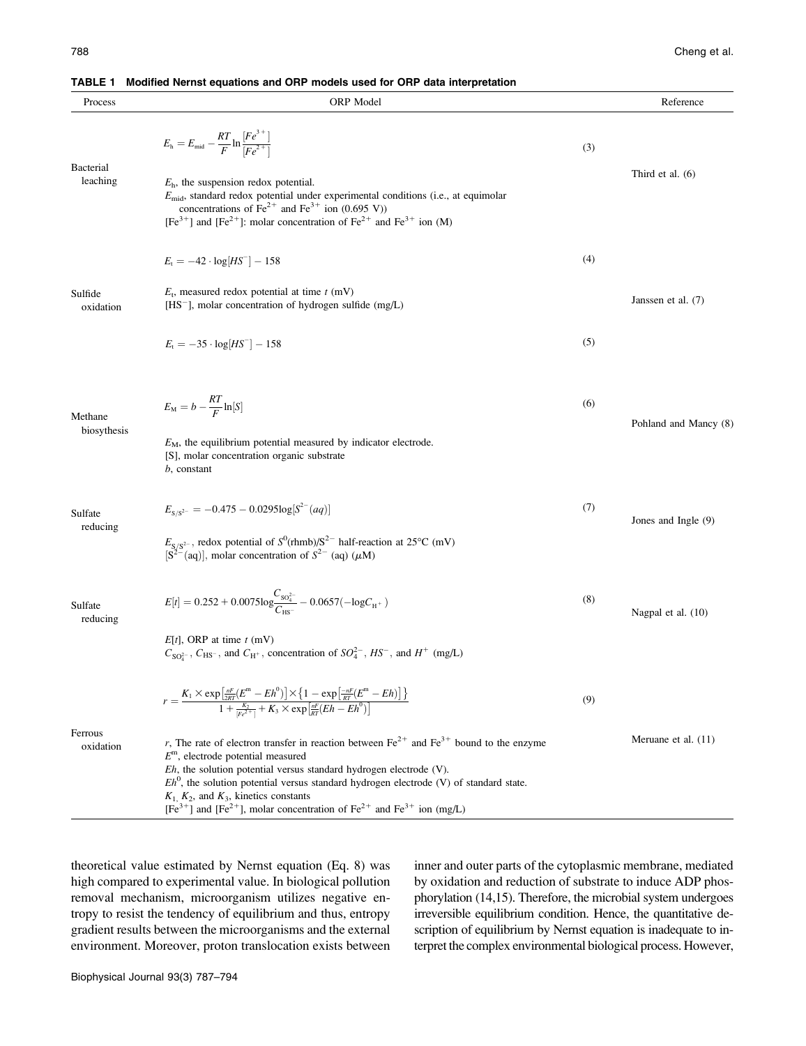**TABLE 1 Modified Nernst equations and ORP models used for ORP data interpretation**

| Process | ORP Model | | Reference |
|---|---|---|---|
| Bacterial leaching | $E_h = E_{mid} - \frac{RT}{F}\ln\frac{[Fe^{3+}]}{[Fe^{2+}]}$ <br> $E_h$, the suspension redox potential. <br> $E_{mid}$, standard redox potential under experimental conditions (i.e., at equimolar concentrations of $Fe^{2+}$ and $Fe^{3+}$ ion (0.695 V)) <br> $[Fe^{3+}]$ and $[Fe^{2+}]$: molar concentration of $Fe^{2+}$ and $Fe^{3+}$ ion (M) | (3) | Third et al. (6) |
| Sulfide oxidation | $E_t = -42 \cdot \log[HS^-] - 158$ <br> $E_t$, measured redox potential at time $t$ (mV) <br> $[HS^-]$, molar concentration of hydrogen sulfide (mg/L) | (4) | Janssen et al. (7) |
| | $E_t = -35 \cdot \log[HS^-] - 158$ | (5) | |
| Methane biosythesis | $E_M = b - \frac{RT}{F}\ln[S]$ <br> $E_M$, the equilibrium potential measured by indicator electrode. <br> [S], molar concentration organic substrate <br> $b$, constant | (6) | Pohland and Mancy (8) |
| Sulfate reducing | $E_{S/S^{2-}} = -0.475 - 0.0295\log[S^{2-}(aq)]$ <br> $E_{S/S^{2-}}$, redox potential of $S^0$(rhmb)/$S^{2-}$ half-reaction at 25°C (mV) <br> $[S^{2-}(aq)]$, molar concentration of $S^{2-}$ (aq) ($\mu$M) | (7) | Jones and Ingle (9) |
| Sulfate reducing | $E[t] = 0.252 + 0.0075\log\frac{C_{SO_4^{2-}}}{C_{HS^-}} - 0.0657(-\log C_{H^+})$ <br> $E[t]$, ORP at time $t$ (mV) <br> $C_{SO_4^{2-}}$, $C_{HS^-}$, and $C_{H^+}$, concentration of $SO_4^{2-}$, $HS^-$, and $H^+$ (mg/L) | (8) | Nagpal et al. (10) |
| Ferrous oxidation | $r = \frac{K_1 \times \exp\left[\frac{nF}{2RT}(E^m - Eh^0)\right] \times \left\{1 - \exp\left[\frac{-nF}{RT}(E^m - Eh)\right]\right\}}{1 + \frac{K_2}{[Fe^{2+}]} + K_3 \times \exp\left[\frac{nF}{RT}(Eh - Eh^0)\right]}$ <br> $r$, The rate of electron transfer in reaction between $Fe^{2+}$ and $Fe^{3+}$ bound to the enzyme <br> $E^m$, electrode potential measured <br> $Eh$, the solution potential versus standard hydrogen electrode (V). <br> $Eh^0$, the solution potential versus standard hydrogen electrode (V) of standard state. <br> $K_1$, $K_2$, and $K_3$, kinetics constants <br> $[Fe^{3+}]$ and $[Fe^{2+}]$, molar concentration of $Fe^{2+}$ and $Fe^{3+}$ ion (mg/L) | (9) | Meruane et al. (11) |

theoretical value estimated by Nernst equation (Eq. 8) was high compared to experimental value. In biological pollution removal mechanism, microorganism utilizes negative entropy to resist the tendency of equilibrium and thus, entropy gradient results between the microorganisms and the external environment. Moreover, proton translocation exists between inner and outer parts of the cytoplasmic membrane, mediated by oxidation and reduction of substrate to induce ADP phosphorylation (14,15). Therefore, the microbial system undergoes irreversible equilibrium condition. Hence, the quantitative description of equilibrium by Nernst equation is inadequate to interpret the complex environmental biological process. However,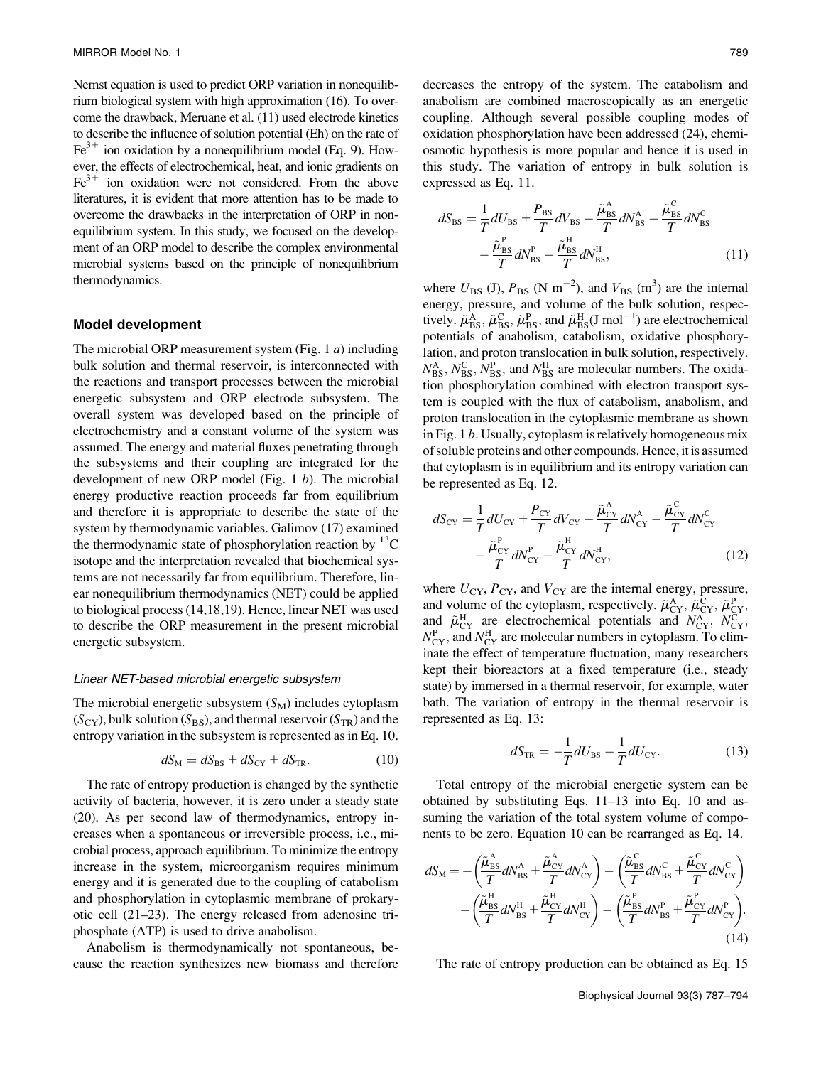Nernst equation is used to predict ORP variation in nonequilibrium biological system with high approximation (16). To overcome the drawback, Meruane et al. (11) used electrode kinetics to describe the influence of solution potential (Eh) on the rate of $Fe^{3+}$ ion oxidation by a nonequilibrium model (Eq. 9). However, the effects of electrochemical, heat, and ionic gradients on $Fe^{3+}$ ion oxidation were not considered. From the above literatures, it is evident that more attention has to be made to overcome the drawbacks in the interpretation of ORP in nonequilibrium system. In this study, we focused on the development of an ORP model to describe the complex environmental microbial systems based on the principle of nonequilibrium thermodynamics.

## Model development

The microbial ORP measurement system (Fig. 1 *a*) including bulk solution and thermal reservoir, is interconnected with the reactions and transport processes between the microbial energetic subsystem and ORP electrode subsystem. The overall system was developed based on the principle of electrochemistry and a constant volume of the system was assumed. The energy and material fluxes penetrating through the subsystems and their coupling are integrated for the development of new ORP model (Fig. 1 *b*). The microbial energy productive reaction proceeds far from equilibrium and therefore it is appropriate to describe the state of the system by thermodynamic variables. Galimov (17) examined the thermodynamic state of phosphorylation reaction by $^{13}C$ isotope and the interpretation revealed that biochemical systems are not necessarily far from equilibrium. Therefore, linear nonequilibrium thermodynamics (NET) could be applied to biological process (14,18,19). Hence, linear NET was used to describe the ORP measurement in the present microbial energetic subsystem.

### *Linear NET-based microbial energetic subsystem*

The microbial energetic subsystem ($S_M$) includes cytoplasm ($S_{CY}$), bulk solution ($S_{BS}$), and thermal reservoir ($S_{TR}$) and the entropy variation in the subsystem is represented as in Eq. 10.

$$dS_M = dS_{BS} + dS_{CY} + dS_{TR}. \tag{10}$$

The rate of entropy production is changed by the synthetic activity of bacteria, however, it is zero under a steady state (20). As per second law of thermodynamics, entropy increases when a spontaneous or irreversible process, i.e., microbial process, approach equilibrium. To minimize the entropy increase in the system, microorganism requires minimum energy and it is generated due to the coupling of catabolism and phosphorylation in cytoplasmic membrane of prokaryotic cell (21–23). The energy released from adenosine triphosphate (ATP) is used to drive anabolism.

Anabolism is thermodynamically not spontaneous, because the reaction synthesizes new biomass and therefore decreases the entropy of the system. The catabolism and anabolism are combined macroscopically as an energetic coupling. Although several possible coupling modes of oxidation phosphorylation have been addressed (24), chemiosmotic hypothesis is more popular and hence it is used in this study. The variation of entropy in bulk solution is expressed as Eq. 11.

$$dS_{BS} = \frac{1}{T}dU_{BS} + \frac{P_{BS}}{T}dV_{BS} - \frac{\tilde{\mu}_{BS}^{A}}{T}dN_{BS}^{A} - \frac{\tilde{\mu}_{BS}^{C}}{T}dN_{BS}^{C} - \frac{\tilde{\mu}_{BS}^{P}}{T}dN_{BS}^{P} - \frac{\tilde{\mu}_{BS}^{H}}{T}dN_{BS}^{H}, \tag{11}$$

where $U_{BS}$ (J), $P_{BS}$ (N m$^{-2}$), and $V_{BS}$ (m$^3$) are the internal energy, pressure, and volume of the bulk solution, respectively. $\tilde{\mu}_{BS}^{A}$, $\tilde{\mu}_{BS}^{C}$, $\tilde{\mu}_{BS}^{P}$, and $\tilde{\mu}_{BS}^{H}$(J mol$^{-1}$) are electrochemical potentials of anabolism, catabolism, oxidative phosphorylation, and proton translocation in bulk solution, respectively. $N_{BS}^{A}$, $N_{BS}^{C}$, $N_{BS}^{P}$, and $N_{BS}^{H}$ are molecular numbers. The oxidation phosphorylation combined with electron transport system is coupled with the flux of catabolism, anabolism, and proton translocation in the cytoplasmic membrane as shown in Fig. 1 *b*. Usually, cytoplasm is relatively homogeneous mix of soluble proteins and other compounds. Hence, it is assumed that cytoplasm is in equilibrium and its entropy variation can be represented as Eq. 12.

$$dS_{CY} = \frac{1}{T}dU_{CY} + \frac{P_{CY}}{T}dV_{CY} - \frac{\tilde{\mu}_{CY}^{A}}{T}dN_{CY}^{A} - \frac{\tilde{\mu}_{CY}^{C}}{T}dN_{CY}^{C} - \frac{\tilde{\mu}_{CY}^{P}}{T}dN_{CY}^{P} - \frac{\tilde{\mu}_{CY}^{H}}{T}dN_{CY}^{H}, \tag{12}$$

where $U_{CY}$, $P_{CY}$, and $V_{CY}$ are the internal energy, pressure, and volume of the cytoplasm, respectively. $\tilde{\mu}_{CY}^{A}$, $\tilde{\mu}_{CY}^{C}$, $\tilde{\mu}_{CY}^{P}$, and $\tilde{\mu}_{CY}^{H}$ are electrochemical potentials and $N_{CY}^{A}$, $N_{CY}^{C}$, $N_{CY}^{P}$, and $N_{CY}^{H}$ are molecular numbers in cytoplasm. To eliminate the effect of temperature fluctuation, many researchers kept their bioreactors at a fixed temperature (i.e., steady state) by immersed in a thermal reservoir, for example, water bath. The variation of entropy in the thermal reservoir is represented as Eq. 13:

$$dS_{TR} = -\frac{1}{T}dU_{BS} - \frac{1}{T}dU_{CY}. \tag{13}$$

Total entropy of the microbial energetic system can be obtained by substituting Eqs. 11–13 into Eq. 10 and assuming the variation of the total system volume of components to be zero. Equation 10 can be rearranged as Eq. 14.

$$dS_M = -\left(\frac{\tilde{\mu}_{BS}^{A}}{T}dN_{BS}^{A} + \frac{\tilde{\mu}_{CY}^{A}}{T}dN_{CY}^{A}\right) - \left(\frac{\tilde{\mu}_{BS}^{C}}{T}dN_{BS}^{C} + \frac{\tilde{\mu}_{CY}^{C}}{T}dN_{CY}^{C}\right) - \left(\frac{\tilde{\mu}_{BS}^{H}}{T}dN_{BS}^{H} + \frac{\tilde{\mu}_{CY}^{H}}{T}dN_{CY}^{H}\right) - \left(\frac{\tilde{\mu}_{BS}^{P}}{T}dN_{BS}^{P} + \frac{\tilde{\mu}_{CY}^{P}}{T}dN_{CY}^{P}\right). \tag{14}$$

The rate of entropy production can be obtained as Eq. 15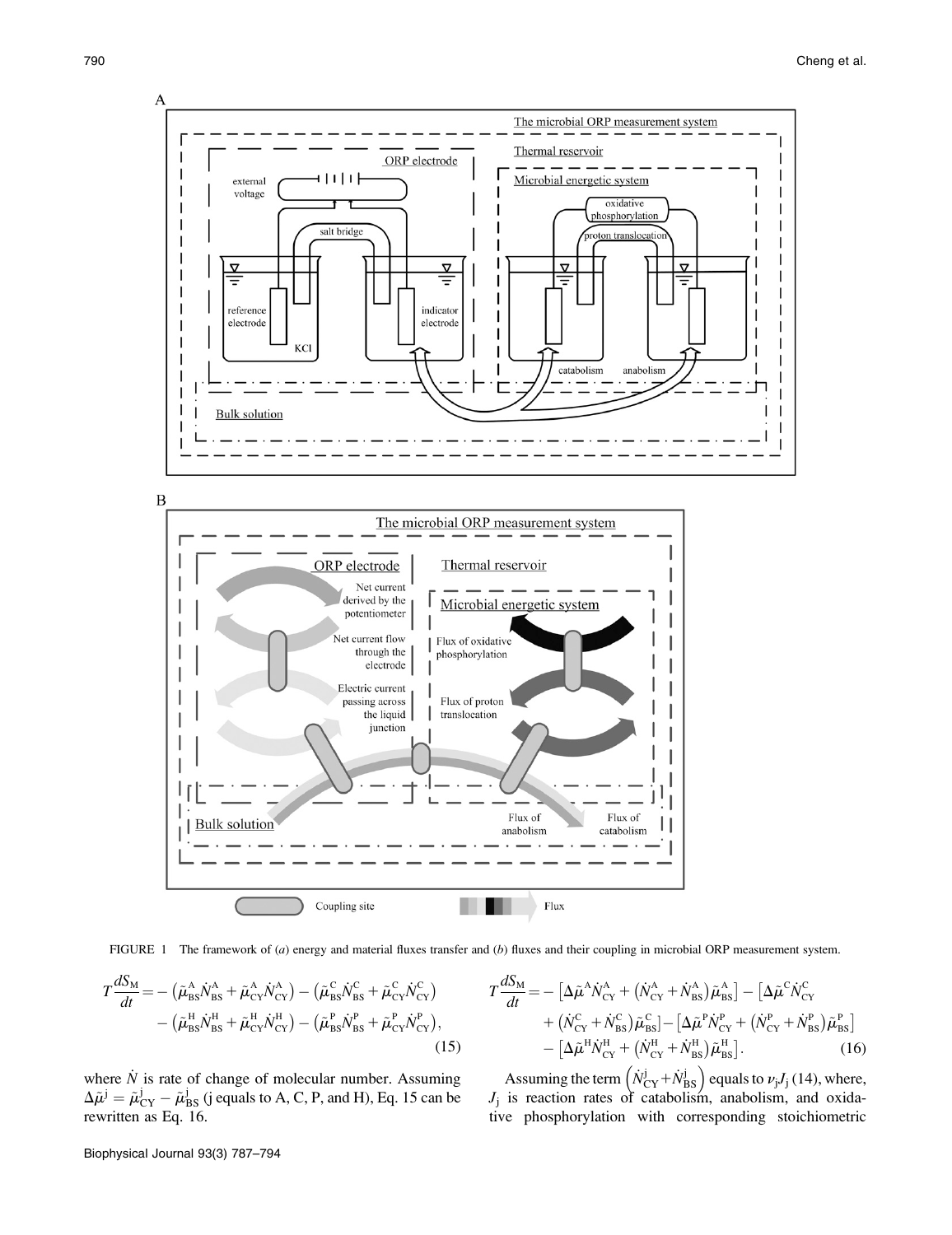FIGURE 1 The framework of (*a*) energy and material fluxes transfer and (*b*) fluxes and their coupling in microbial ORP measurement system.

$$T\frac{dS_{\rm M}}{dt} = -\left(\tilde{\mu}^{\rm A}_{\rm BS}\dot{N}^{\rm A}_{\rm BS} + \tilde{\mu}^{\rm A}_{\rm CY}\dot{N}^{\rm A}_{\rm CY}\right) - \left(\tilde{\mu}^{\rm C}_{\rm BS}\dot{N}^{\rm C}_{\rm BS} + \tilde{\mu}^{\rm C}_{\rm CY}\dot{N}^{\rm C}_{\rm CY}\right) - \left(\tilde{\mu}^{\rm H}_{\rm BS}\dot{N}^{\rm H}_{\rm BS} + \tilde{\mu}^{\rm H}_{\rm CY}\dot{N}^{\rm H}_{\rm CY}\right) - \left(\tilde{\mu}^{\rm P}_{\rm BS}\dot{N}^{\rm P}_{\rm BS} + \tilde{\mu}^{\rm P}_{\rm CY}\dot{N}^{\rm P}_{\rm CY}\right), \tag{15}$$

where $\dot{N}$ is rate of change of molecular number. Assuming $\Delta\tilde{\mu}^{\rm j} = \tilde{\mu}^{\rm j}_{\rm CY} - \tilde{\mu}^{\rm j}_{\rm BS}$ (j equals to A, C, P, and H), Eq. 15 can be rewritten as Eq. 16.

$$T\frac{dS_{\rm M}}{dt} = -\left[\Delta\tilde{\mu}^{\rm A}\dot{N}^{\rm A}_{\rm CY} + \left(\dot{N}^{\rm A}_{\rm CY} + \dot{N}^{\rm A}_{\rm BS}\right)\tilde{\mu}^{\rm A}_{\rm BS}\right] - \left[\Delta\tilde{\mu}^{\rm C}\dot{N}^{\rm C}_{\rm CY} + \left(\dot{N}^{\rm C}_{\rm CY} + \dot{N}^{\rm C}_{\rm BS}\right)\tilde{\mu}^{\rm C}_{\rm BS}\right] - \left[\Delta\tilde{\mu}^{\rm P}\dot{N}^{\rm P}_{\rm CY} + \left(\dot{N}^{\rm P}_{\rm CY} + \dot{N}^{\rm P}_{\rm BS}\right)\tilde{\mu}^{\rm P}_{\rm BS}\right] - \left[\Delta\tilde{\mu}^{\rm H}\dot{N}^{\rm H}_{\rm CY} + \left(\dot{N}^{\rm H}_{\rm CY} + \dot{N}^{\rm H}_{\rm BS}\right)\tilde{\mu}^{\rm H}_{\rm BS}\right]. \tag{16}$$

Assuming the term $\left(\dot{N}^{\rm j}_{\rm CY} + \dot{N}^{\rm j}_{\rm BS}\right)$ equals to $\nu_{\rm j}J_{\rm j}$ (14), where, $J_{\rm j}$ is reaction rates of catabolism, anabolism, and oxidative phosphorylation with corresponding stoichiometric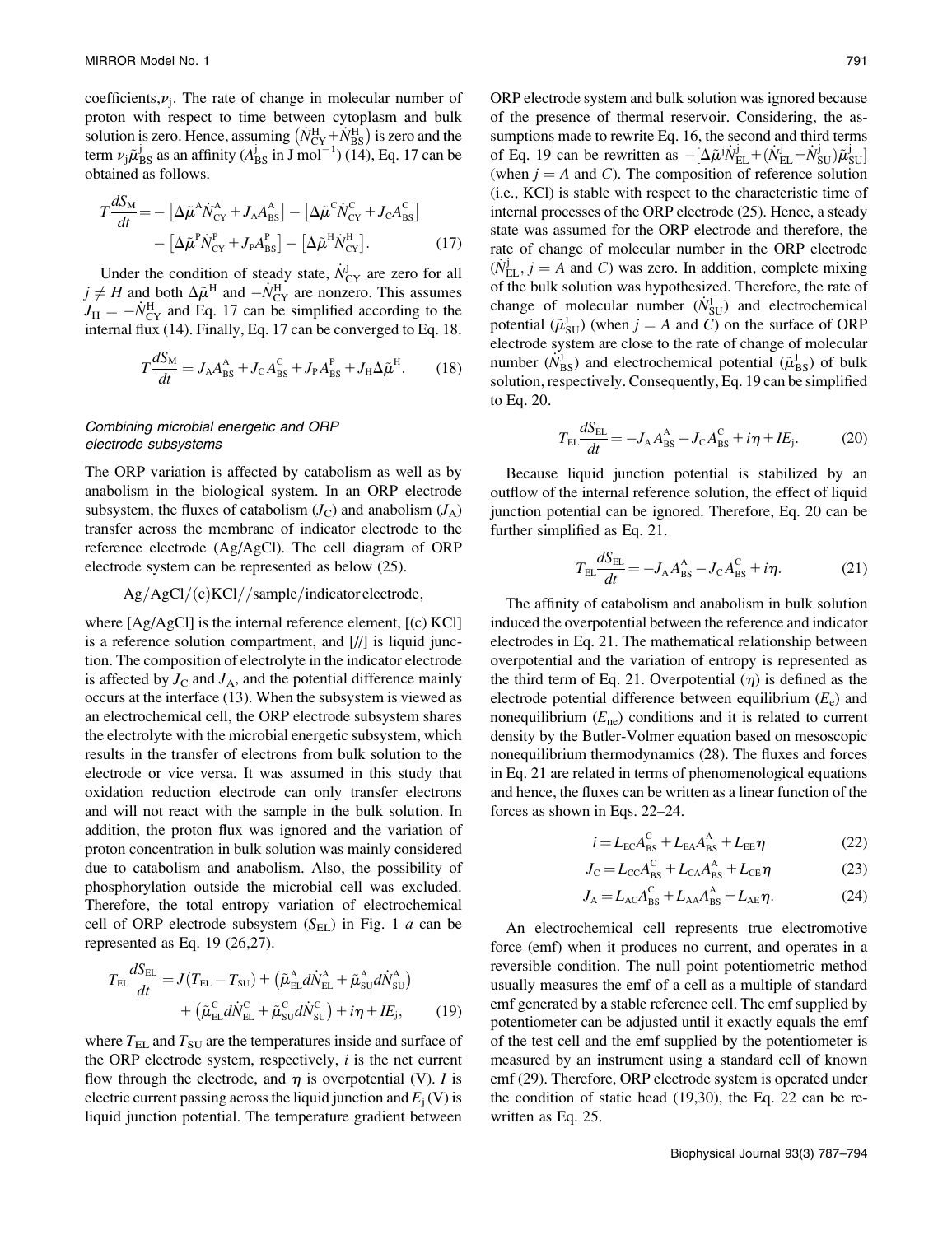coefficients, $\nu_j$. The rate of change in molecular number of proton with respect to time between cytoplasm and bulk solution is zero. Hence, assuming $(\dot{N}^{H}_{CY}+\dot{N}^{H}_{BS})$ is zero and the term $\nu_j\tilde{\mu}^{j}_{BS}$ as an affinity ($A^{j}_{BS}$ in J mol$^{-1}$) (14), Eq. 17 can be obtained as follows.

$$T\frac{dS_M}{dt} = -\left[\Delta\tilde{\mu}^{A}\dot{N}^{A}_{CY} + J_A A^{A}_{BS}\right] - \left[\Delta\tilde{\mu}^{C}\dot{N}^{C}_{CY} + J_C A^{C}_{BS}\right] - \left[\Delta\tilde{\mu}^{P}\dot{N}^{P}_{CY} + J_P A^{P}_{BS}\right] - \left[\Delta\tilde{\mu}^{H}\dot{N}^{H}_{CY}\right]. \quad (17)$$

Under the condition of steady state, $\dot{N}^{j}_{CY}$ are zero for all $j \neq H$ and both $\Delta\tilde{\mu}^{H}$ and $-\dot{N}^{H}_{CY}$ are nonzero. This assumes $J_H = -\dot{N}^{H}_{CY}$ and Eq. 17 can be simplified according to the internal flux (14). Finally, Eq. 17 can be converged to Eq. 18.

$$T\frac{dS_M}{dt} = J_A A^{A}_{BS} + J_C A^{C}_{BS} + J_P A^{P}_{BS} + J_H \Delta\tilde{\mu}^{H}. \quad (18)$$

### *Combining microbial energetic and ORP electrode subsystems*

The ORP variation is affected by catabolism as well as by anabolism in the biological system. In an ORP electrode subsystem, the fluxes of catabolism ($J_C$) and anabolism ($J_A$) transfer across the membrane of indicator electrode to the reference electrode (Ag/AgCl). The cell diagram of ORP electrode system can be represented as below (25).

$$\text{Ag/AgCl/(c)KCl//sample/indicator electrode},$$

where [Ag/AgCl] is the internal reference element, [(c) KCl] is a reference solution compartment, and [//] is liquid junction. The composition of electrolyte in the indicator electrode is affected by $J_C$ and $J_A$, and the potential difference mainly occurs at the interface (13). When the subsystem is viewed as an electrochemical cell, the ORP electrode subsystem shares the electrolyte with the microbial energetic subsystem, which results in the transfer of electrons from bulk solution to the electrode or vice versa. It was assumed in this study that oxidation reduction electrode can only transfer electrons and will not react with the sample in the bulk solution. In addition, the proton flux was ignored and the variation of proton concentration in bulk solution was mainly considered due to catabolism and anabolism. Also, the possibility of phosphorylation outside the microbial cell was excluded. Therefore, the total entropy variation of electrochemical cell of ORP electrode subsystem ($S_{EL}$) in Fig. 1 *a* can be represented as Eq. 19 (26,27).

$$T_{EL}\frac{dS_{EL}}{dt} = J(T_{EL} - T_{SU}) + \left(\tilde{\mu}^{A}_{EL}d\dot{N}^{A}_{EL} + \tilde{\mu}^{A}_{SU}d\dot{N}^{A}_{SU}\right) + \left(\tilde{\mu}^{C}_{EL}d\dot{N}^{C}_{EL} + \tilde{\mu}^{C}_{SU}d\dot{N}^{C}_{SU}\right) + i\eta + IE_j, \quad (19)$$

where $T_{EL}$ and $T_{SU}$ are the temperatures inside and surface of the ORP electrode system, respectively, $i$ is the net current flow through the electrode, and $\eta$ is overpotential (V). $I$ is electric current passing across the liquid junction and $E_j$ (V) is liquid junction potential. The temperature gradient between ORP electrode system and bulk solution was ignored because of the presence of thermal reservoir. Considering, the assumptions made to rewrite Eq. 16, the second and third terms of Eq. 19 can be rewritten as $-[\Delta\tilde{\mu}^{j}\dot{N}^{j}_{EL} + (\dot{N}^{j}_{EL}+\dot{N}^{j}_{SU})\tilde{\mu}^{j}_{SU}]$ (when $j = A$ and $C$). The composition of reference solution (i.e., KCl) is stable with respect to the characteristic time of internal processes of the ORP electrode (25). Hence, a steady state was assumed for the ORP electrode and therefore, the rate of change of molecular number in the ORP electrode ($\dot{N}^{j}_{EL}$, $j = A$ and $C$) was zero. In addition, complete mixing of the bulk solution was hypothesized. Therefore, the rate of change of molecular number ($\dot{N}^{j}_{SU}$) and electrochemical potential ($\tilde{\mu}^{j}_{SU}$) (when $j = A$ and $C$) on the surface of ORP electrode system are close to the rate of change of molecular number ($\dot{N}^{j}_{BS}$) and electrochemical potential ($\tilde{\mu}^{j}_{BS}$) of bulk solution, respectively. Consequently, Eq. 19 can be simplified to Eq. 20.

$$T_{EL}\frac{dS_{EL}}{dt} = -J_A A^{A}_{BS} - J_C A^{C}_{BS} + i\eta + IE_j. \quad (20)$$

Because liquid junction potential is stabilized by an outflow of the internal reference solution, the effect of liquid junction potential can be ignored. Therefore, Eq. 20 can be further simplified as Eq. 21.

$$T_{EL}\frac{dS_{EL}}{dt} = -J_A A^{A}_{BS} - J_C A^{C}_{BS} + i\eta. \quad (21)$$

The affinity of catabolism and anabolism in bulk solution induced the overpotential between the reference and indicator electrodes in Eq. 21. The mathematical relationship between overpotential and the variation of entropy is represented as the third term of Eq. 21. Overpotential ($\eta$) is defined as the electrode potential difference between equilibrium ($E_e$) and nonequilibrium ($E_{ne}$) conditions and it is related to current density by the Butler-Volmer equation based on mesoscopic nonequilibrium thermodynamics (28). The fluxes and forces in Eq. 21 are related in terms of phenomenological equations and hence, the fluxes can be written as a linear function of the forces as shown in Eqs. 22–24.

$$i = L_{EC}A^{C}_{BS} + L_{EA}A^{A}_{BS} + L_{EE}\eta \quad (22)$$

$$J_C = L_{CC}A^{C}_{BS} + L_{CA}A^{A}_{BS} + L_{CE}\eta \quad (23)$$

$$J_A = L_{AC}A^{C}_{BS} + L_{AA}A^{A}_{BS} + L_{AE}\eta. \quad (24)$$

An electrochemical cell represents true electromotive force (emf) when it produces no current, and operates in a reversible condition. The null point potentiometric method usually measures the emf of a cell as a multiple of standard emf generated by a stable reference cell. The emf supplied by potentiometer can be adjusted until it exactly equals the emf of the test cell and the emf supplied by the potentiometer is measured by an instrument using a standard cell of known emf (29). Therefore, ORP electrode system is operated under the condition of static head (19,30), the Eq. 22 can be rewritten as Eq. 25.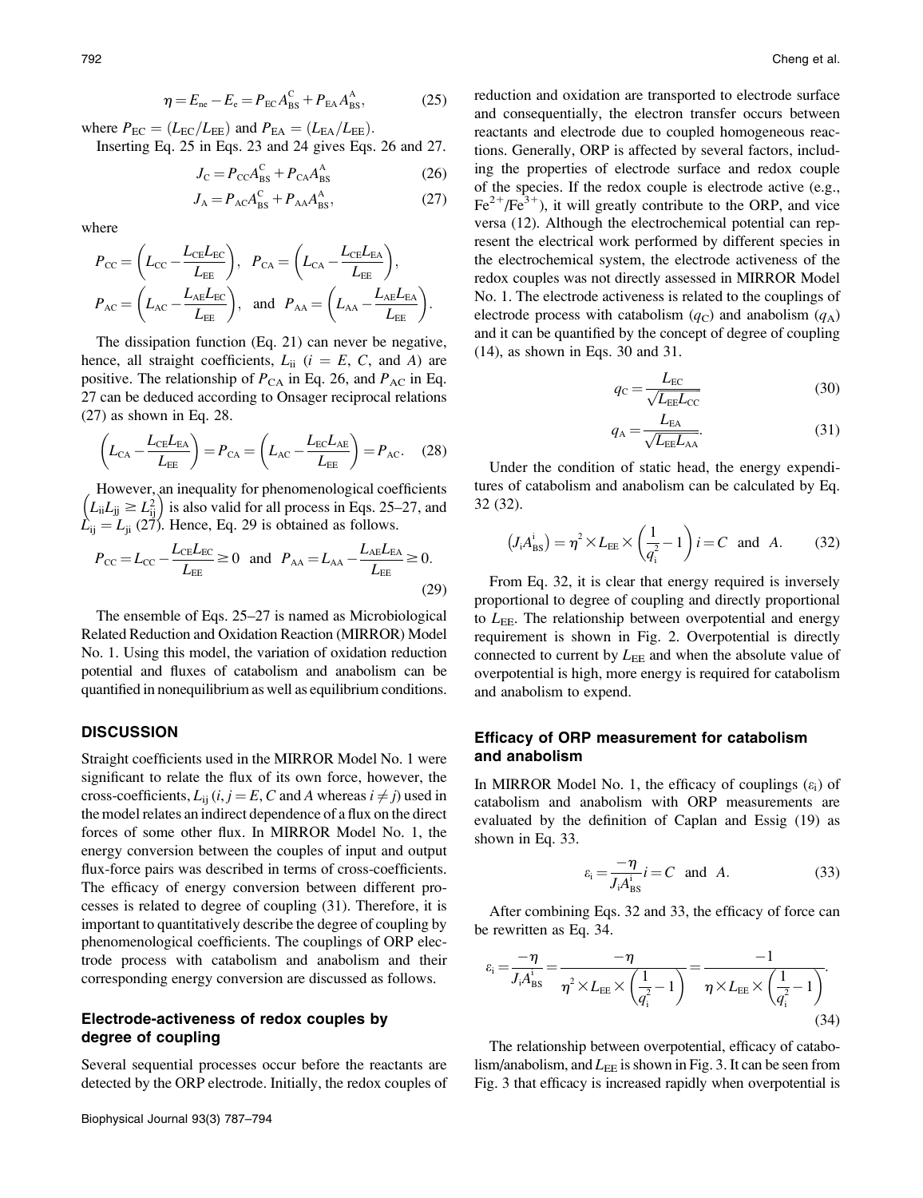$$\eta = E_{ne} - E_e = P_{EC}A^{C}_{BS} + P_{EA}A^{A}_{BS}, \tag{25}$$

where $P_{EC} = (L_{EC}/L_{EE})$ and $P_{EA} = (L_{EA}/L_{EE})$.

Inserting Eq. 25 in Eqs. 23 and 24 gives Eqs. 26 and 27.

$$J_C = P_{CC}A^{C}_{BS} + P_{CA}A^{A}_{BS} \tag{26}$$

$$J_A = P_{AC}A^{C}_{BS} + P_{AA}A^{A}_{BS}, \tag{27}$$

where

$$P_{CC} = \left(L_{CC} - \frac{L_{CE}L_{EC}}{L_{EE}}\right),\quad P_{CA} = \left(L_{CA} - \frac{L_{CE}L_{EA}}{L_{EE}}\right),$$

$$P_{AC} = \left(L_{AC} - \frac{L_{AE}L_{EC}}{L_{EE}}\right),\quad \text{and}\quad P_{AA} = \left(L_{AA} - \frac{L_{AE}L_{EA}}{L_{EE}}\right).$$

The dissipation function (Eq. 21) can never be negative, hence, all straight coefficients, $L_{ii}$ ($i = E$, $C$, and $A$) are positive. The relationship of $P_{CA}$ in Eq. 26, and $P_{AC}$ in Eq. 27 can be deduced according to Onsager reciprocal relations (27) as shown in Eq. 28.

$$\left(L_{CA} - \frac{L_{CE}L_{EA}}{L_{EE}}\right) = P_{CA} = \left(L_{AC} - \frac{L_{EC}L_{AE}}{L_{EE}}\right) = P_{AC}. \tag{28}$$

However, an inequality for phenomenological coefficients $\left(L_{ii}L_{jj} \geq L^2_{ij}\right)$ is also valid for all process in Eqs. 25–27, and $L_{ij} = L_{ji}$ (27). Hence, Eq. 29 is obtained as follows.

$$P_{CC} = L_{CC} - \frac{L_{CE}L_{EC}}{L_{EE}} \geq 0 \quad \text{and} \quad P_{AA} = L_{AA} - \frac{L_{AE}L_{EA}}{L_{EE}} \geq 0. \tag{29}$$

The ensemble of Eqs. 25–27 is named as Microbiological Related Reduction and Oxidation Reaction (MIRROR) Model No. 1. Using this model, the variation of oxidation reduction potential and fluxes of catabolism and anabolism can be quantified in nonequilibrium as well as equilibrium conditions.

## DISCUSSION

Straight coefficients used in the MIRROR Model No. 1 were significant to relate the flux of its own force, however, the cross-coefficients, $L_{ij}$ ($i, j = E, C$ and $A$ whereas $i \neq j$) used in the model relates an indirect dependence of a flux on the direct forces of some other flux. In MIRROR Model No. 1, the energy conversion between the couples of input and output flux-force pairs was described in terms of cross-coefficients. The efficacy of energy conversion between different processes is related to degree of coupling (31). Therefore, it is important to quantitatively describe the degree of coupling by phenomenological coefficients. The couplings of ORP electrode process with catabolism and anabolism and their corresponding energy conversion are discussed as follows.

### Electrode-activeness of redox couples by degree of coupling

Several sequential processes occur before the reactants are detected by the ORP electrode. Initially, the redox couples of reduction and oxidation are transported to electrode surface and consequentially, the electron transfer occurs between reactants and electrode due to coupled homogeneous reactions. Generally, ORP is affected by several factors, including the properties of electrode surface and redox couple of the species. If the redox couple is electrode active (e.g., $Fe^{2+}/Fe^{3+}$), it will greatly contribute to the ORP, and vice versa (12). Although the electrochemical potential can represent the electrical work performed by different species in the electrochemical system, the electrode activeness of the redox couples was not directly assessed in MIRROR Model No. 1. The electrode activeness is related to the couplings of electrode process with catabolism ($q_C$) and anabolism ($q_A$) and it can be quantified by the concept of degree of coupling (14), as shown in Eqs. 30 and 31.

$$q_C = \frac{L_{EC}}{\sqrt{L_{EE}L_{CC}}} \tag{30}$$

$$q_A = \frac{L_{EA}}{\sqrt{L_{EE}L_{AA}}}. \tag{31}$$

Under the condition of static head, the energy expenditures of catabolism and anabolism can be calculated by Eq. 32 (32).

$$\left(J_iA^{i}_{BS}\right) = \eta^2 \times L_{EE} \times \left(\frac{1}{q^2_i} - 1\right) i = C \;\; \text{and} \;\; A. \tag{32}$$

From Eq. 32, it is clear that energy required is inversely proportional to degree of coupling and directly proportional to $L_{EE}$. The relationship between overpotential and energy requirement is shown in Fig. 2. Overpotential is directly connected to current by $L_{EE}$ and when the absolute value of overpotential is high, more energy is required for catabolism and anabolism to expend.

### Efficacy of ORP measurement for catabolism and anabolism

In MIRROR Model No. 1, the efficacy of couplings ($\varepsilon_i$) of catabolism and anabolism with ORP measurements are evaluated by the definition of Caplan and Essig (19) as shown in Eq. 33.

$$\varepsilon_i = \frac{-\eta}{J_iA^{i}_{BS}} i = C \;\; \text{and} \;\; A. \tag{33}$$

After combining Eqs. 32 and 33, the efficacy of force can be rewritten as Eq. 34.

$$\varepsilon_i = \frac{-\eta}{J_iA^{i}_{BS}} = \frac{-\eta}{\eta^2 \times L_{EE} \times \left(\frac{1}{q^2_i} - 1\right)} = \frac{-1}{\eta \times L_{EE} \times \left(\frac{1}{q^2_i} - 1\right)}. \tag{34}$$

The relationship between overpotential, efficacy of catabolism/anabolism, and $L_{EE}$ is shown in Fig. 3. It can be seen from Fig. 3 that efficacy is increased rapidly when overpotential is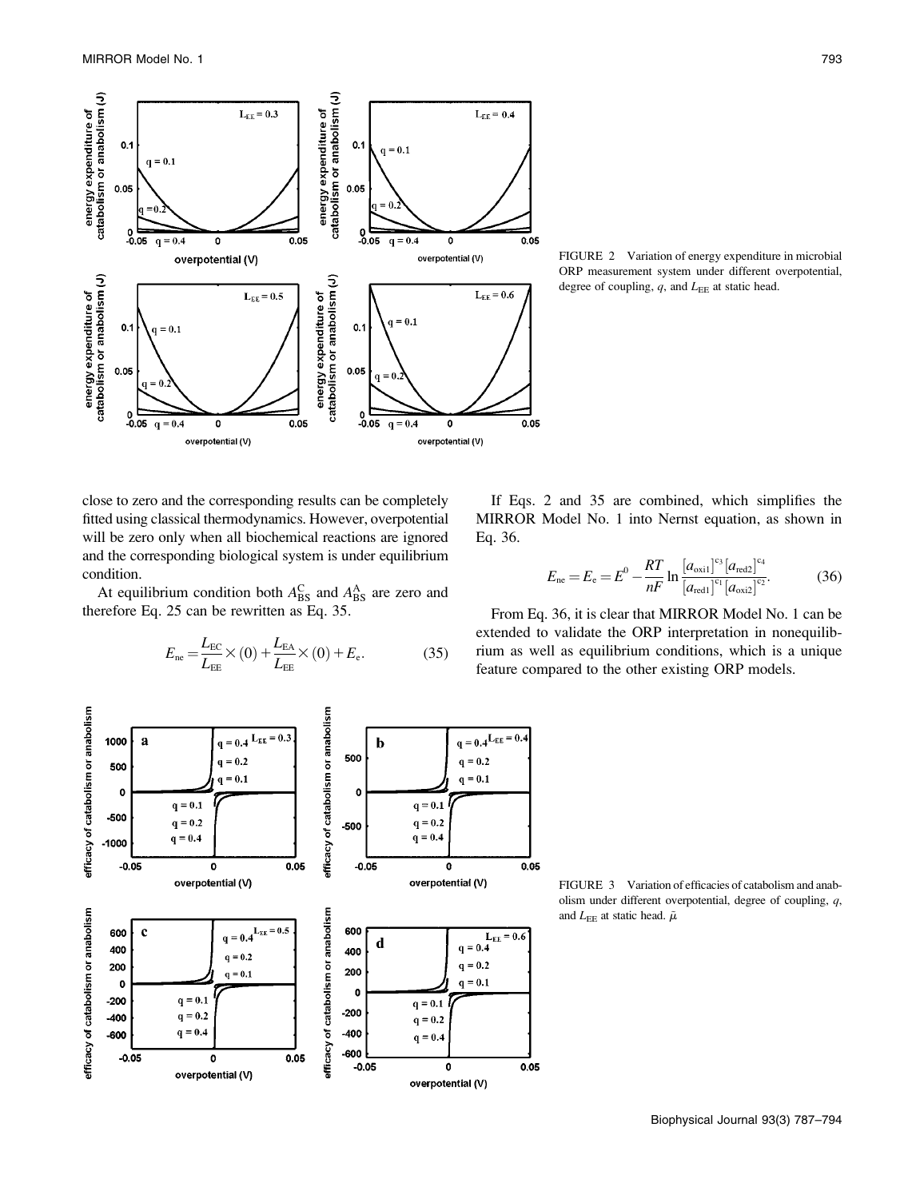FIGURE 2 Variation of energy expenditure in microbial ORP measurement system under different overpotential, degree of coupling, $q$, and $L_{EE}$ at static head.

close to zero and the corresponding results can be completely fitted using classical thermodynamics. However, overpotential will be zero only when all biochemical reactions are ignored and the corresponding biological system is under equilibrium condition.

At equilibrium condition both $A^{C}_{BS}$ and $A^{A}_{BS}$ are zero and therefore Eq. 25 can be rewritten as Eq. 35.

$$E_{ne} = \frac{L_{EC}}{L_{EE}} \times (0) + \frac{L_{EA}}{L_{EE}} \times (0) + E_{e}. \tag{35}$$

If Eqs. 2 and 35 are combined, which simplifies the MIRROR Model No. 1 into Nernst equation, as shown in Eq. 36.

$$E_{ne} = E_{e} = E^{0} - \frac{RT}{nF} \ln \frac{[a_{oxi1}]^{c_3}[a_{red2}]^{c_4}}{[a_{red1}]^{c_1}[a_{oxi2}]^{c_2}}. \tag{36}$$

From Eq. 36, it is clear that MIRROR Model No. 1 can be extended to validate the ORP interpretation in nonequilibrium as well as equilibrium conditions, which is a unique feature compared to the other existing ORP models.

FIGURE 3 Variation of efficacies of catabolism and anabolism under different overpotential, degree of coupling, $q$, and $L_{EE}$ at static head. $\tilde{\mu}$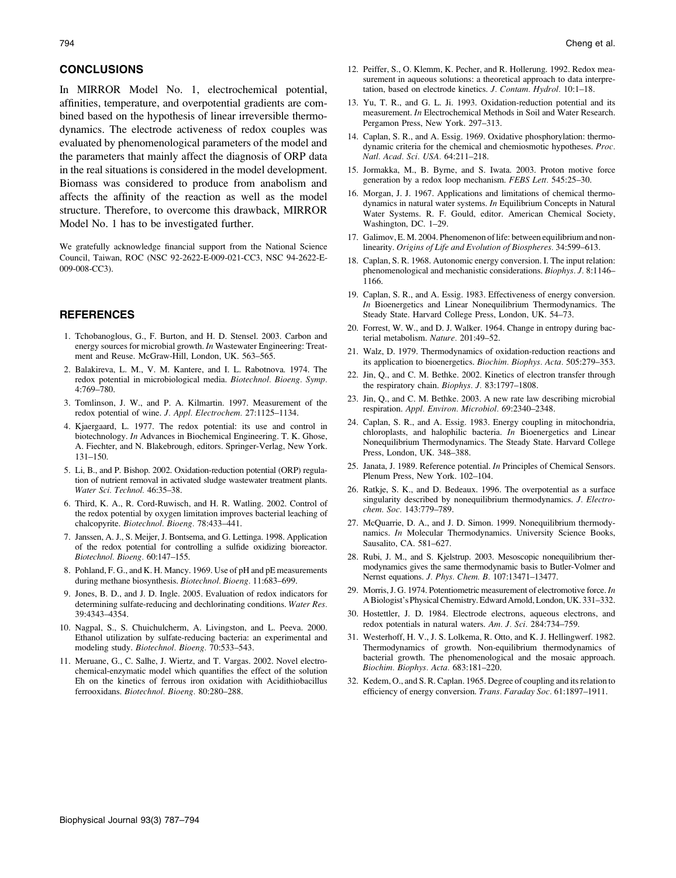## CONCLUSIONS

In MIRROR Model No. 1, electrochemical potential, affinities, temperature, and overpotential gradients are combined based on the hypothesis of linear irreversible thermodynamics. The electrode activeness of redox couples was evaluated by phenomenological parameters of the model and the parameters that mainly affect the diagnosis of ORP data in the real situations is considered in the model development. Biomass was considered to produce from anabolism and affects the affinity of the reaction as well as the model structure. Therefore, to overcome this drawback, MIRROR Model No. 1 has to be investigated further.

We gratefully acknowledge financial support from the National Science Council, Taiwan, ROC (NSC 92-2622-E-009-021-CC3, NSC 94-2622-E-009-008-CC3).

## REFERENCES

1. Tchobanoglous, G., F. Burton, and H. D. Stensel. 2003. Carbon and energy sources for microbial growth. *In* Wastewater Engineering: Treatment and Reuse. McGraw-Hill, London, UK. 563–565.
2. Balakireva, L. M., V. M. Kantere, and I. L. Rabotnova. 1974. The redox potential in microbiological media. *Biotechnol. Bioeng. Symp.* 4:769–780.
3. Tomlinson, J. W., and P. A. Kilmartin. 1997. Measurement of the redox potential of wine. *J. Appl. Electrochem.* 27:1125–1134.
4. Kjaergaard, L. 1977. The redox potential: its use and control in biotechnology. *In* Advances in Biochemical Engineering. T. K. Ghose, A. Fiechter, and N. Blakebrough, editors. Springer-Verlag, New York. 131–150.
5. Li, B., and P. Bishop. 2002. Oxidation-reduction potential (ORP) regulation of nutrient removal in activated sludge wastewater treatment plants. *Water Sci. Technol.* 46:35–38.
6. Third, K. A., R. Cord-Ruwisch, and H. R. Watling. 2002. Control of the redox potential by oxygen limitation improves bacterial leaching of chalcopyrite. *Biotechnol. Bioeng.* 78:433–441.
7. Janssen, A. J., S. Meijer, J. Bontsema, and G. Lettinga. 1998. Application of the redox potential for controlling a sulfide oxidizing bioreactor. *Biotechnol. Bioeng.* 60:147–155.
8. Pohland, F. G., and K. H. Mancy. 1969. Use of pH and pE measurements during methane biosynthesis. *Biotechnol. Bioeng.* 11:683–699.
9. Jones, B. D., and J. D. Ingle. 2005. Evaluation of redox indicators for determining sulfate-reducing and dechlorinating conditions. *Water Res.* 39:4343–4354.
10. Nagpal, S., S. Chuichulcherm, A. Livingston, and L. Peeva. 2000. Ethanol utilization by sulfate-reducing bacteria: an experimental and modeling study. *Biotechnol. Bioeng.* 70:533–543.
11. Meruane, G., C. Salhe, J. Wiertz, and T. Vargas. 2002. Novel electrochemical-enzymatic model which quantifies the effect of the solution Eh on the kinetics of ferrous iron oxidation with Acidithiobacillus ferrooxidans. *Biotechnol. Bioeng.* 80:280–288.
12. Peiffer, S., O. Klemm, K. Pecher, and R. Hollerung. 1992. Redox measurement in aqueous solutions: a theoretical approach to data interpretation, based on electrode kinetics. *J. Contam. Hydrol.* 10:1–18.
13. Yu, T. R., and G. L. Ji. 1993. Oxidation-reduction potential and its measurement. *In* Electrochemical Methods in Soil and Water Research. Pergamon Press, New York. 297–313.
14. Caplan, S. R., and A. Essig. 1969. Oxidative phosphorylation: thermodynamic criteria for the chemical and chemiosmotic hypotheses. *Proc. Natl. Acad. Sci. USA.* 64:211–218.
15. Jormakka, M., B. Byrne, and S. Iwata. 2003. Proton motive force generation by a redox loop mechanism. *FEBS Lett.* 545:25–30.
16. Morgan, J. J. 1967. Applications and limitations of chemical thermodynamics in natural water systems. *In* Equilibrium Concepts in Natural Water Systems. R. F. Gould, editor. American Chemical Society, Washington, DC. 1–29.
17. Galimov, E. M. 2004. Phenomenon of life: between equilibrium and nonlinearity. *Origins of Life and Evolution of Biospheres.* 34:599–613.
18. Caplan, S. R. 1968. Autonomic energy conversion. I. The input relation: phenomenological and mechanistic considerations. *Biophys. J.* 8:1146–1166.
19. Caplan, S. R., and A. Essig. 1983. Effectiveness of energy conversion. *In* Bioenergetics and Linear Nonequilibrium Thermodynamics. The Steady State. Harvard College Press, London, UK. 54–73.
20. Forrest, W. W., and D. J. Walker. 1964. Change in entropy during bacterial metabolism. *Nature.* 201:49–52.
21. Walz, D. 1979. Thermodynamics of oxidation-reduction reactions and its application to bioenergetics. *Biochim. Biophys. Acta.* 505:279–353.
22. Jin, Q., and C. M. Bethke. 2002. Kinetics of electron transfer through the respiratory chain. *Biophys. J.* 83:1797–1808.
23. Jin, Q., and C. M. Bethke. 2003. A new rate law describing microbial respiration. *Appl. Environ. Microbiol.* 69:2340–2348.
24. Caplan, S. R., and A. Essig. 1983. Energy coupling in mitochondria, chloroplasts, and halophilic bacteria. *In* Bioenergetics and Linear Nonequilibrium Thermodynamics. The Steady State. Harvard College Press, London, UK. 348–388.
25. Janata, J. 1989. Reference potential. *In* Principles of Chemical Sensors. Plenum Press, New York. 102–104.
26. Ratkje, S. K., and D. Bedeaux. 1996. The overpotential as a surface singularity described by nonequilibrium thermodynamics. *J. Electrochem. Soc.* 143:779–789.
27. McQuarrie, D. A., and J. D. Simon. 1999. Nonequilibrium thermodynamics. *In* Molecular Thermodynamics. University Science Books, Sausalito, CA. 581–627.
28. Rubi, J. M., and S. Kjelstrup. 2003. Mesoscopic nonequilibrium thermodynamics gives the same thermodynamic basis to Butler-Volmer and Nernst equations. *J. Phys. Chem. B.* 107:13471–13477.
29. Morris, J. G. 1974. Potentiometric measurement of electromotive force. *In* A Biologist's Physical Chemistry. Edward Arnold, London, UK. 331–332.
30. Hostettler, J. D. 1984. Electrode electrons, aqueous electrons, and redox potentials in natural waters. *Am. J. Sci.* 284:734–759.
31. Westerhoff, H. V., J. S. Lolkema, R. Otto, and K. J. Hellingwerf. 1982. Thermodynamics of growth. Non-equilibrium thermodynamics of bacterial growth. The phenomenological and the mosaic approach. *Biochim. Biophys. Acta.* 683:181–220.
32. Kedem, O., and S. R. Caplan. 1965. Degree of coupling and its relation to efficiency of energy conversion. *Trans. Faraday Soc.* 61:1897–1911.